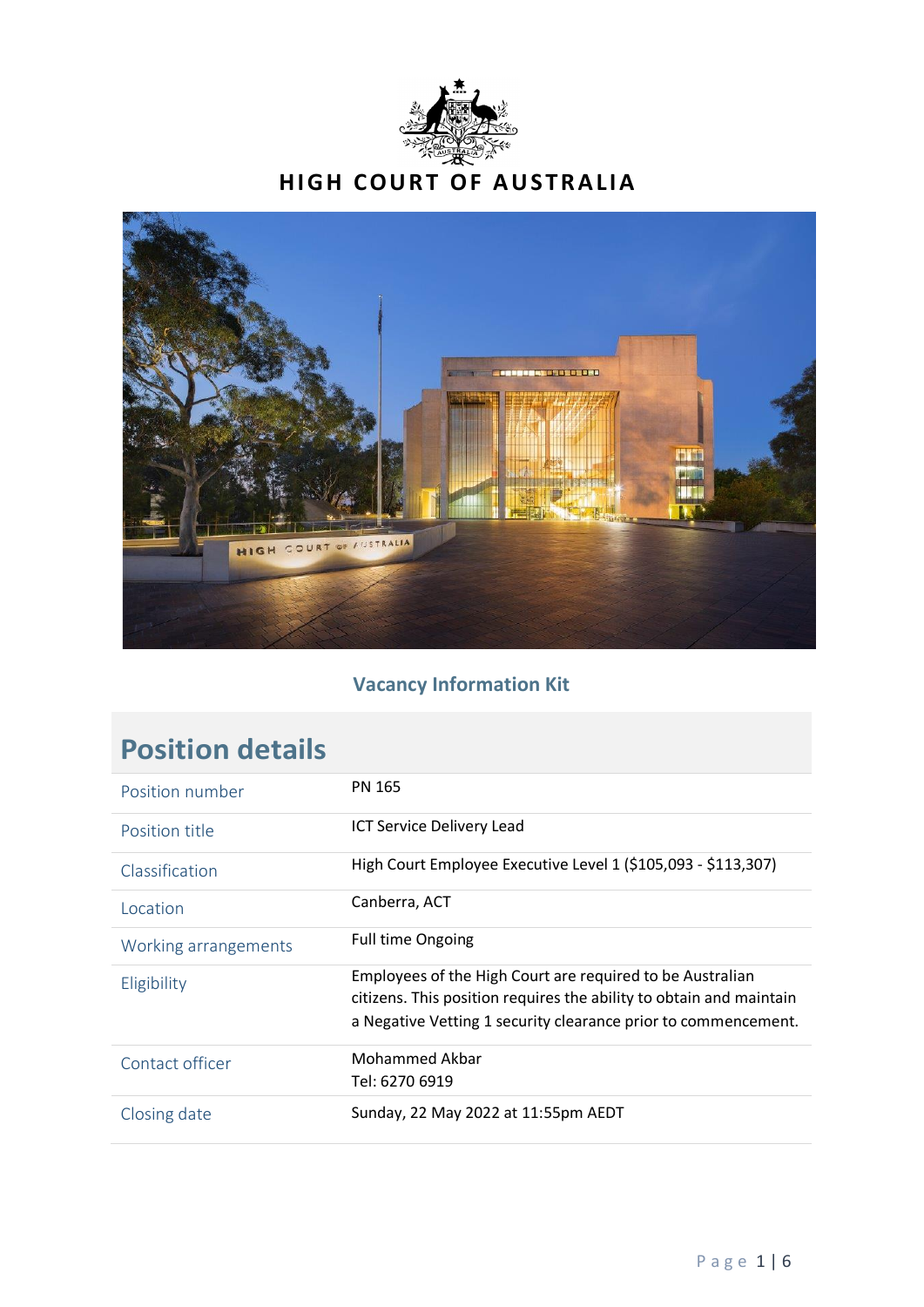# HIGH COURT OF AUSTRALIA

## Vacancy Information Kit

## Position details

| | |
|---|---|
| Position number | PN 165 |
| Position title | ICT Service Delivery Lead |
| Classification | High Court Employee Executive Level 1 ($105,093 - $113,307) |
| Location | Canberra, ACT |
| Working arrangements | Full time Ongoing |
| Eligibility | Employees of the High Court are required to be Australian citizens. This position requires the ability to obtain and maintain a Negative Vetting 1 security clearance prior to commencement. |
| Contact officer | Mohammed Akbar<br>Tel: 6270 6919 |
| Closing date | Sunday, 22 May 2022 at 11:55pm AEDT |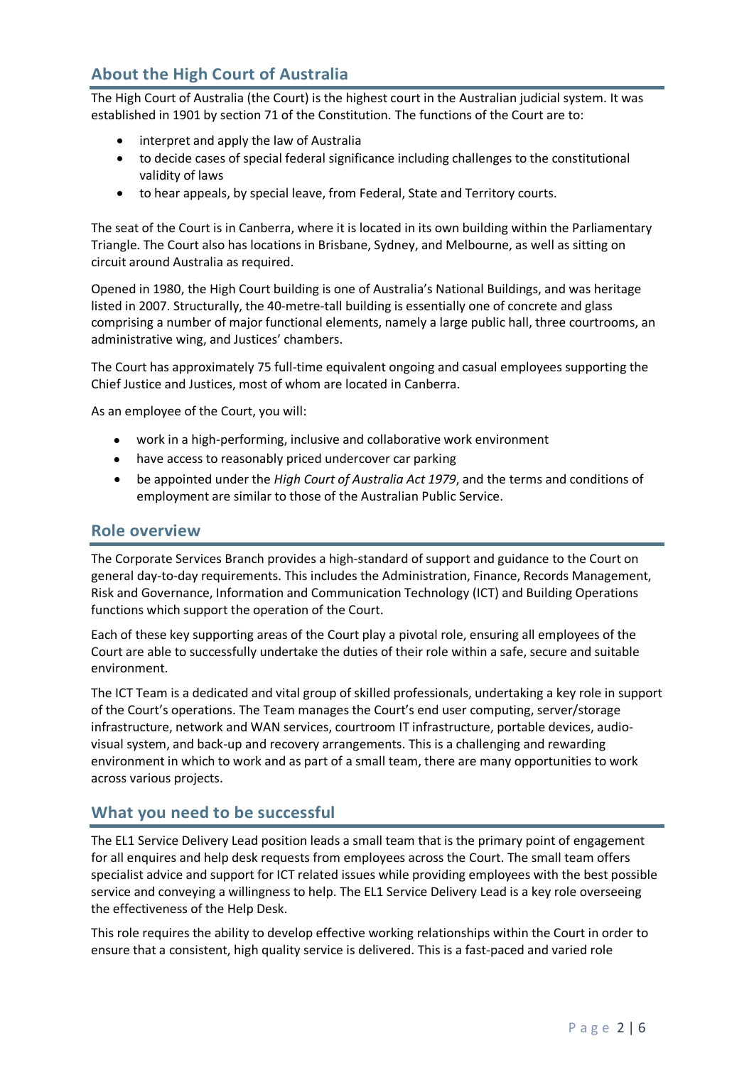## About the High Court of Australia

The High Court of Australia (the Court) is the highest court in the Australian judicial system. It was established in 1901 by section 71 of the Constitution. The functions of the Court are to:

- interpret and apply the law of Australia
- to decide cases of special federal significance including challenges to the constitutional validity of laws
- to hear appeals, by special leave, from Federal, State and Territory courts.

The seat of the Court is in Canberra, where it is located in its own building within the Parliamentary Triangle. The Court also has locations in Brisbane, Sydney, and Melbourne, as well as sitting on circuit around Australia as required.

Opened in 1980, the High Court building is one of Australia's National Buildings, and was heritage listed in 2007. Structurally, the 40-metre-tall building is essentially one of concrete and glass comprising a number of major functional elements, namely a large public hall, three courtrooms, an administrative wing, and Justices' chambers.

The Court has approximately 75 full-time equivalent ongoing and casual employees supporting the Chief Justice and Justices, most of whom are located in Canberra.

As an employee of the Court, you will:

- work in a high-performing, inclusive and collaborative work environment
- have access to reasonably priced undercover car parking
- be appointed under the *High Court of Australia Act 1979*, and the terms and conditions of employment are similar to those of the Australian Public Service.

## Role overview

The Corporate Services Branch provides a high-standard of support and guidance to the Court on general day-to-day requirements. This includes the Administration, Finance, Records Management, Risk and Governance, Information and Communication Technology (ICT) and Building Operations functions which support the operation of the Court.

Each of these key supporting areas of the Court play a pivotal role, ensuring all employees of the Court are able to successfully undertake the duties of their role within a safe, secure and suitable environment.

The ICT Team is a dedicated and vital group of skilled professionals, undertaking a key role in support of the Court's operations. The Team manages the Court's end user computing, server/storage infrastructure, network and WAN services, courtroom IT infrastructure, portable devices, audio-visual system, and back-up and recovery arrangements. This is a challenging and rewarding environment in which to work and as part of a small team, there are many opportunities to work across various projects.

## What you need to be successful

The EL1 Service Delivery Lead position leads a small team that is the primary point of engagement for all enquires and help desk requests from employees across the Court. The small team offers specialist advice and support for ICT related issues while providing employees with the best possible service and conveying a willingness to help. The EL1 Service Delivery Lead is a key role overseeing the effectiveness of the Help Desk.

This role requires the ability to develop effective working relationships within the Court in order to ensure that a consistent, high quality service is delivered. This is a fast-paced and varied role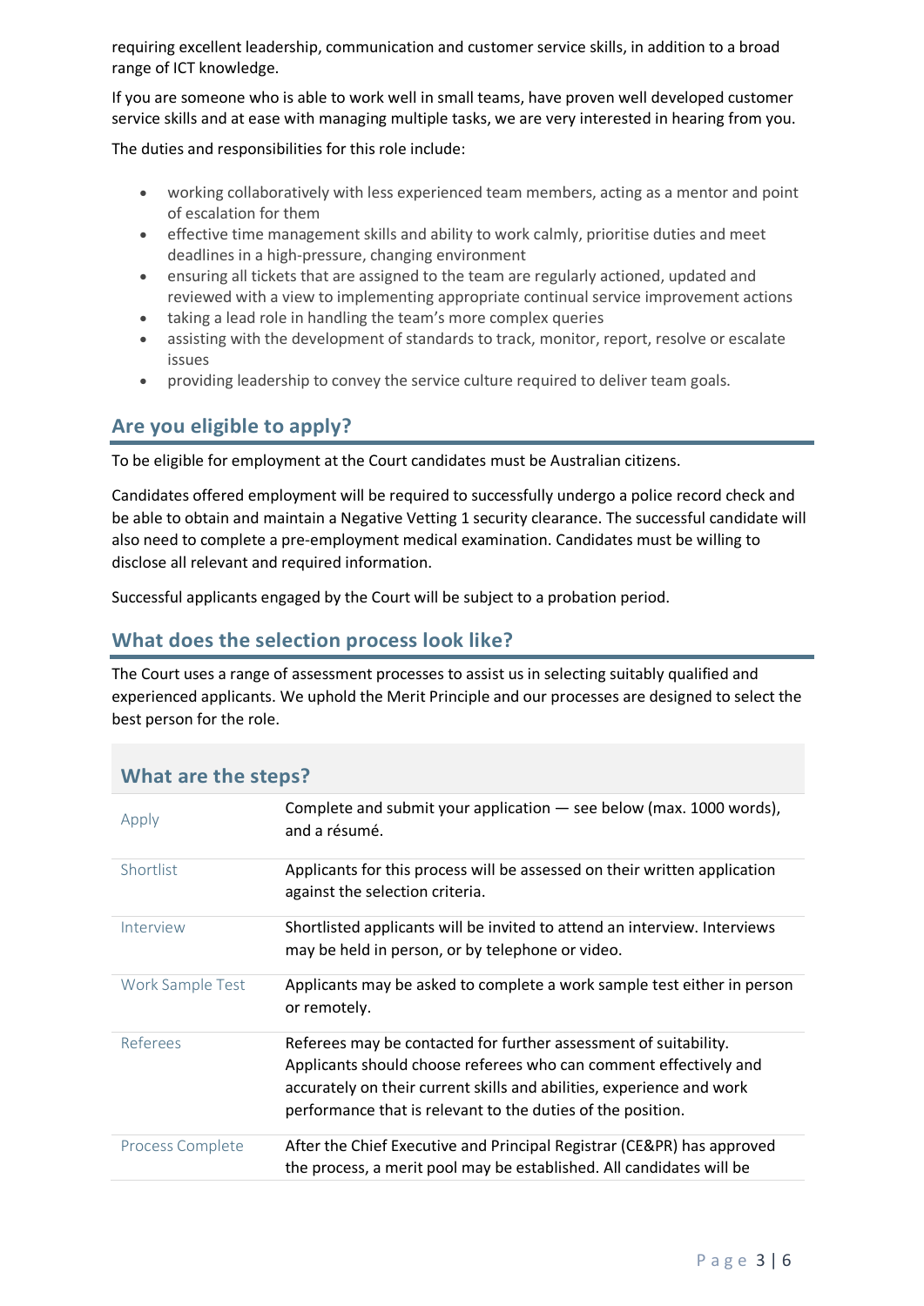requiring excellent leadership, communication and customer service skills, in addition to a broad range of ICT knowledge.

If you are someone who is able to work well in small teams, have proven well developed customer service skills and at ease with managing multiple tasks, we are very interested in hearing from you.

The duties and responsibilities for this role include:

- working collaboratively with less experienced team members, acting as a mentor and point of escalation for them
- effective time management skills and ability to work calmly, prioritise duties and meet deadlines in a high-pressure, changing environment
- ensuring all tickets that are assigned to the team are regularly actioned, updated and reviewed with a view to implementing appropriate continual service improvement actions
- taking a lead role in handling the team's more complex queries
- assisting with the development of standards to track, monitor, report, resolve or escalate issues
- providing leadership to convey the service culture required to deliver team goals.

## Are you eligible to apply?

To be eligible for employment at the Court candidates must be Australian citizens.

Candidates offered employment will be required to successfully undergo a police record check and be able to obtain and maintain a Negative Vetting 1 security clearance. The successful candidate will also need to complete a pre-employment medical examination. Candidates must be willing to disclose all relevant and required information.

Successful applicants engaged by the Court will be subject to a probation period.

## What does the selection process look like?

The Court uses a range of assessment processes to assist us in selecting suitably qualified and experienced applicants. We uphold the Merit Principle and our processes are designed to select the best person for the role.

### What are the steps?

| | |
|---|---|
| Apply | Complete and submit your application — see below (max. 1000 words), and a résumé. |
| Shortlist | Applicants for this process will be assessed on their written application against the selection criteria. |
| Interview | Shortlisted applicants will be invited to attend an interview. Interviews may be held in person, or by telephone or video. |
| Work Sample Test | Applicants may be asked to complete a work sample test either in person or remotely. |
| Referees | Referees may be contacted for further assessment of suitability. Applicants should choose referees who can comment effectively and accurately on their current skills and abilities, experience and work performance that is relevant to the duties of the position. |
| Process Complete | After the Chief Executive and Principal Registrar (CE&PR) has approved the process, a merit pool may be established. All candidates will be |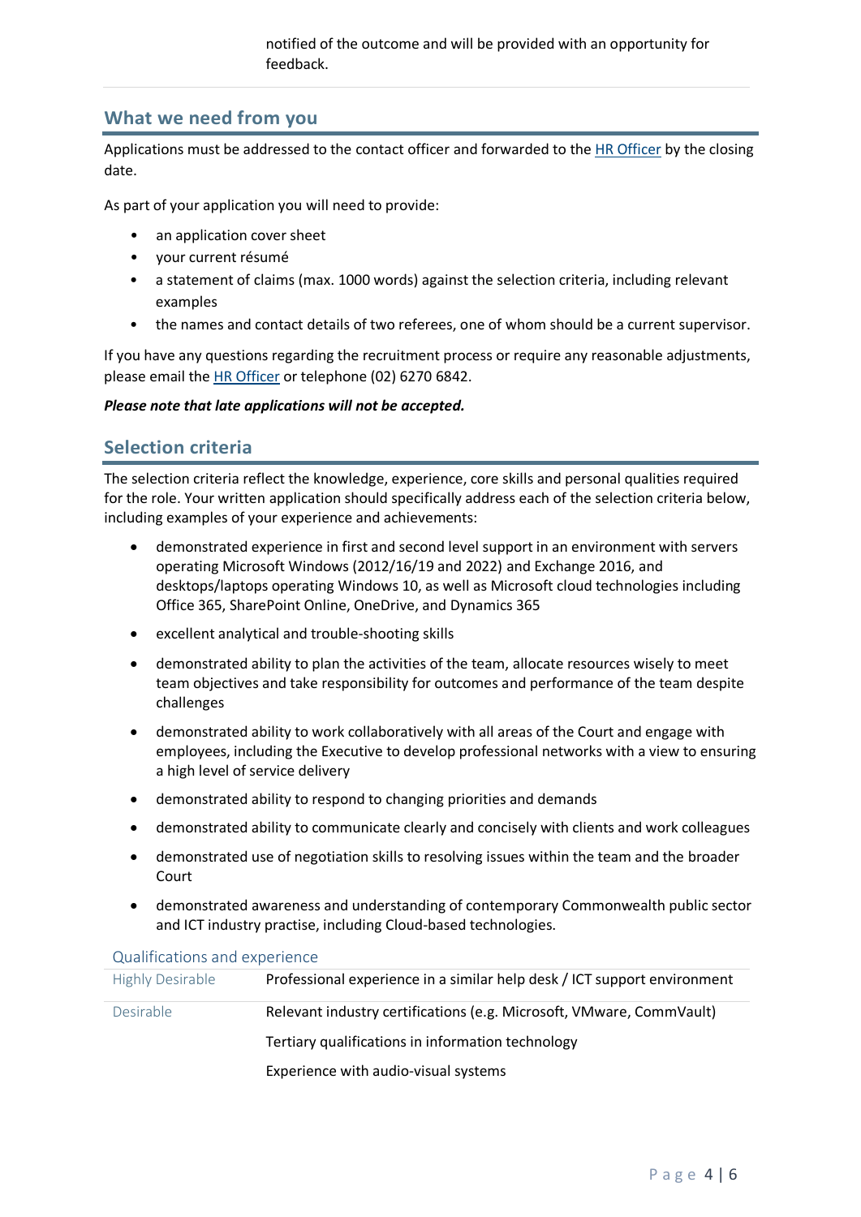notified of the outcome and will be provided with an opportunity for feedback.

## What we need from you

Applications must be addressed to the contact officer and forwarded to the HR Officer by the closing date.

As part of your application you will need to provide:

- an application cover sheet
- your current résumé
- a statement of claims (max. 1000 words) against the selection criteria, including relevant examples
- the names and contact details of two referees, one of whom should be a current supervisor.

If you have any questions regarding the recruitment process or require any reasonable adjustments, please email the HR Officer or telephone (02) 6270 6842.

***Please note that late applications will not be accepted.***

## Selection criteria

The selection criteria reflect the knowledge, experience, core skills and personal qualities required for the role. Your written application should specifically address each of the selection criteria below, including examples of your experience and achievements:

- demonstrated experience in first and second level support in an environment with servers operating Microsoft Windows (2012/16/19 and 2022) and Exchange 2016, and desktops/laptops operating Windows 10, as well as Microsoft cloud technologies including Office 365, SharePoint Online, OneDrive, and Dynamics 365
- excellent analytical and trouble-shooting skills
- demonstrated ability to plan the activities of the team, allocate resources wisely to meet team objectives and take responsibility for outcomes and performance of the team despite challenges
- demonstrated ability to work collaboratively with all areas of the Court and engage with employees, including the Executive to develop professional networks with a view to ensuring a high level of service delivery
- demonstrated ability to respond to changing priorities and demands
- demonstrated ability to communicate clearly and concisely with clients and work colleagues
- demonstrated use of negotiation skills to resolving issues within the team and the broader Court
- demonstrated awareness and understanding of contemporary Commonwealth public sector and ICT industry practise, including Cloud-based technologies.

### Qualifications and experience

| | |
|---|---|
| Highly Desirable | Professional experience in a similar help desk / ICT support environment |
| Desirable | Relevant industry certifications (e.g. Microsoft, VMware, CommVault) |
| | Tertiary qualifications in information technology |
| | Experience with audio-visual systems |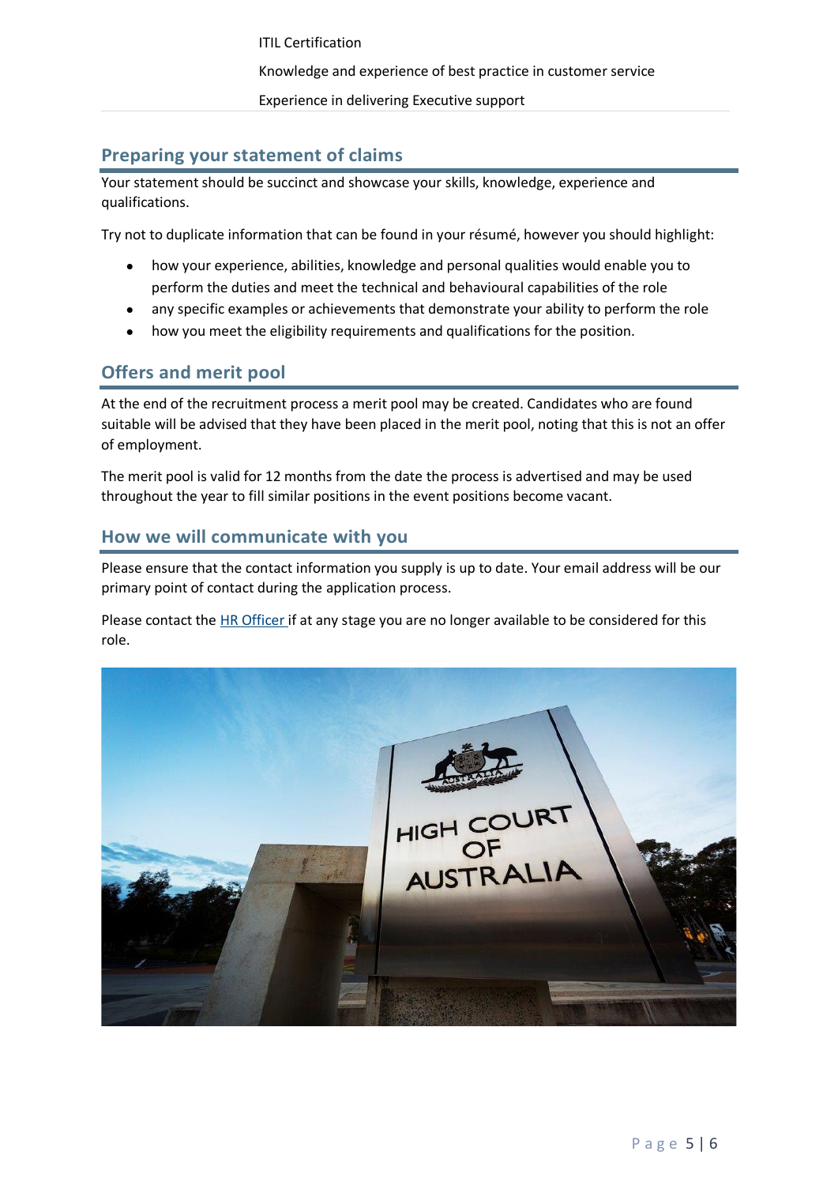ITIL Certification

Knowledge and experience of best practice in customer service

Experience in delivering Executive support

## Preparing your statement of claims

Your statement should be succinct and showcase your skills, knowledge, experience and qualifications.

Try not to duplicate information that can be found in your résumé, however you should highlight:

- how your experience, abilities, knowledge and personal qualities would enable you to perform the duties and meet the technical and behavioural capabilities of the role
- any specific examples or achievements that demonstrate your ability to perform the role
- how you meet the eligibility requirements and qualifications for the position.

## Offers and merit pool

At the end of the recruitment process a merit pool may be created. Candidates who are found suitable will be advised that they have been placed in the merit pool, noting that this is not an offer of employment.

The merit pool is valid for 12 months from the date the process is advertised and may be used throughout the year to fill similar positions in the event positions become vacant.

## How we will communicate with you

Please ensure that the contact information you supply is up to date. Your email address will be our primary point of contact during the application process.

Please contact the [HR Officer](#) if at any stage you are no longer available to be considered for this role.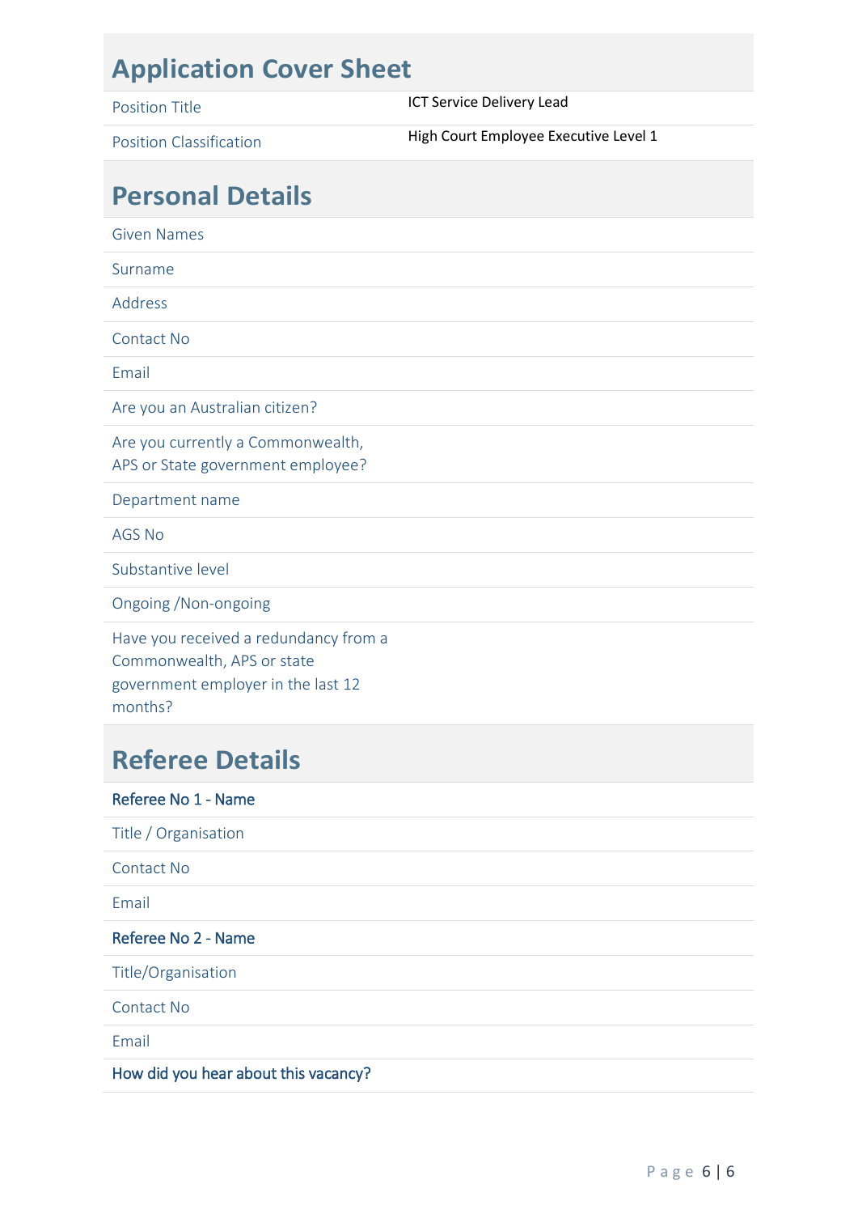## Application Cover Sheet

| | |
|---|---|
| Position Title | ICT Service Delivery Lead |
| Position Classification | High Court Employee Executive Level 1 |

## Personal Details

| | |
|---|---|
| Given Names | |
| Surname | |
| Address | |
| Contact No | |
| Email | |
| Are you an Australian citizen? | |
| Are you currently a Commonwealth, APS or State government employee? | |
| Department name | |
| AGS No | |
| Substantive level | |
| Ongoing /Non-ongoing | |
| Have you received a redundancy from a Commonwealth, APS or state government employer in the last 12 months? | |

## Referee Details

| | |
|---|---|
| Referee No 1 - Name | |
| Title / Organisation | |
| Contact No | |
| Email | |
| Referee No 2 - Name | |
| Title/Organisation | |
| Contact No | |
| Email | |
| How did you hear about this vacancy? | |